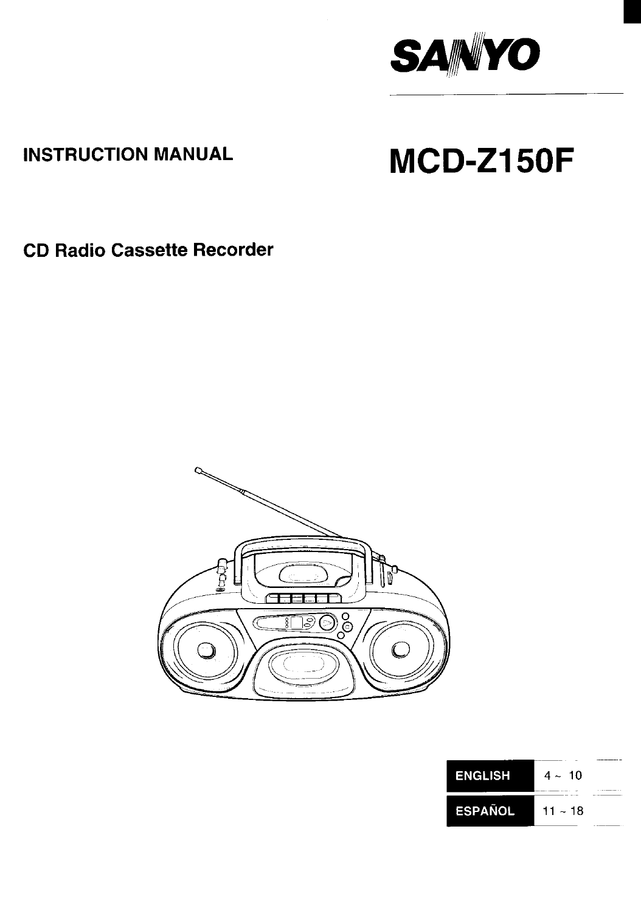# SANYO

## INSTRUCTION MANUAL

# MCD-Z150F

## CD Radio Cassette Recorder

| | |
|---|---|
| ENGLISH | 4 ~ 10 |
| ESPAÑOL | 11 ~ 18 |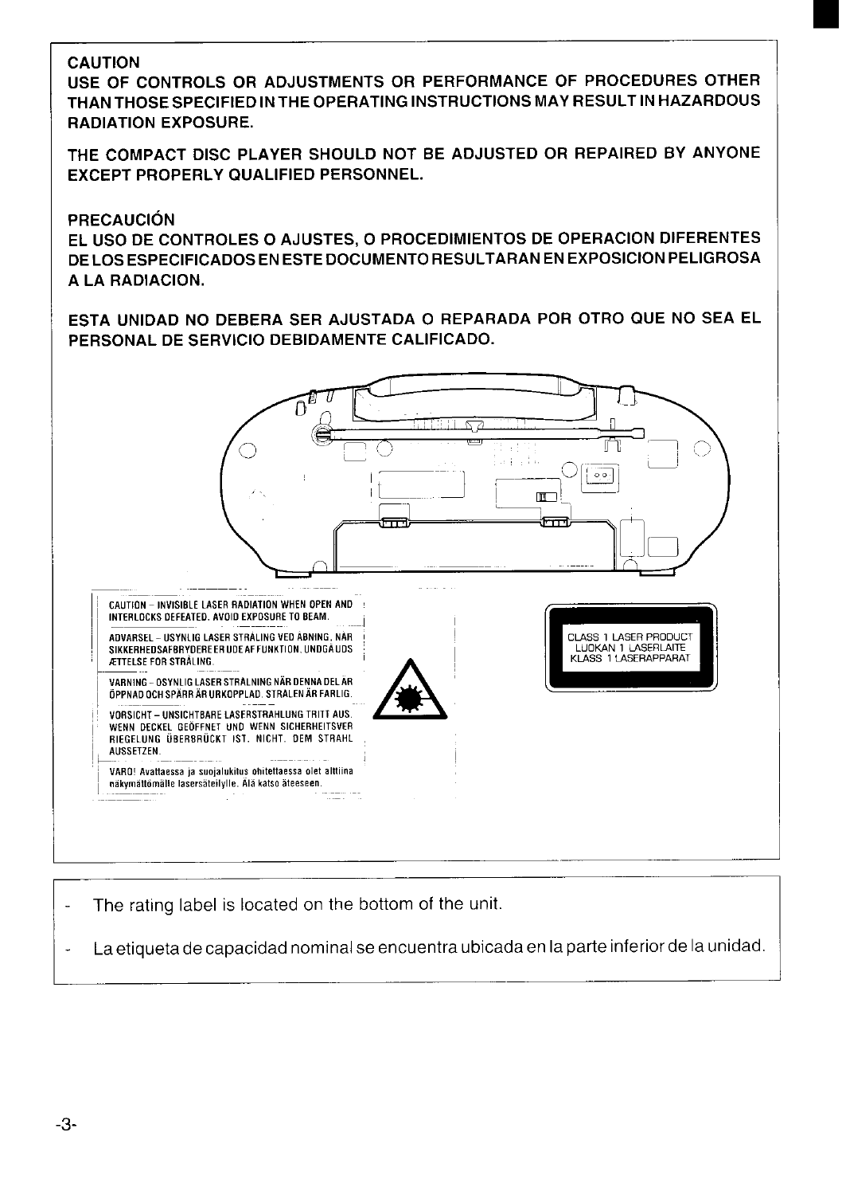**CAUTION**

**USE OF CONTROLS OR ADJUSTMENTS OR PERFORMANCE OF PROCEDURES OTHER THAN THOSE SPECIFIED IN THE OPERATING INSTRUCTIONS MAY RESULT IN HAZARDOUS RADIATION EXPOSURE.**

**THE COMPACT DISC PLAYER SHOULD NOT BE ADJUSTED OR REPAIRED BY ANYONE EXCEPT PROPERLY QUALIFIED PERSONNEL.**

**PRECAUCIÓN**

**EL USO DE CONTROLES O AJUSTES, O PROCEDIMIENTOS DE OPERACION DIFERENTES DE LOS ESPECIFICADOS EN ESTE DOCUMENTO RESULTARAN EN EXPOSICION PELIGROSA A LA RADIACION.**

**ESTA UNIDAD NO DEBERA SER AJUSTADA O REPARADA POR OTRO QUE NO SEA EL PERSONAL DE SERVICIO DEBIDAMENTE CALIFICADO.**

CAUTION – INVISIBLE LASER RADIATION WHEN OPEN AND INTERLOCKS DEFEATED. AVOID EXPOSURE TO BEAM.

ADVARSEL – USYNLIG LASER STRÅLING VED ÅBNING, NÅR SIKKERHEDSAFBRYDERE ER UDE AF FUNKTION. UNDGÅ UDSÆTTELSE FOR STRÅLING.

VARNING – OSYNLIG LASER STRÅLNING NÄR DENNA DEL ÄR ÖPPNAD OCH SPÄRR ÄR URKOPPLAD. STRÅLEN ÄR FARLIG.

VORSICHT – UNSICHTBARE LASERSTRAHLUNG TRITT AUS. WENN DECKEL GEÖFFNET UND WENN SICHERHEITSVERRIEGELUNG ÜBERBRÜCKT IST. NICHT. DEM STRAHL AUSSETZEN.

VARO! Avattaessa ja suojalukitus ohitettaessa olet alttiina näkymättömälle lasersäteilylle. Älä katso säteeseen.

CLASS 1 LASER PRODUCT
LUOKAN 1 LASERLAITE
KLASS 1 LASERAPPARAT

- The rating label is located on the bottom of the unit.
- La etiqueta de capacidad nominal se encuentra ubicada en la parte inferior de la unidad.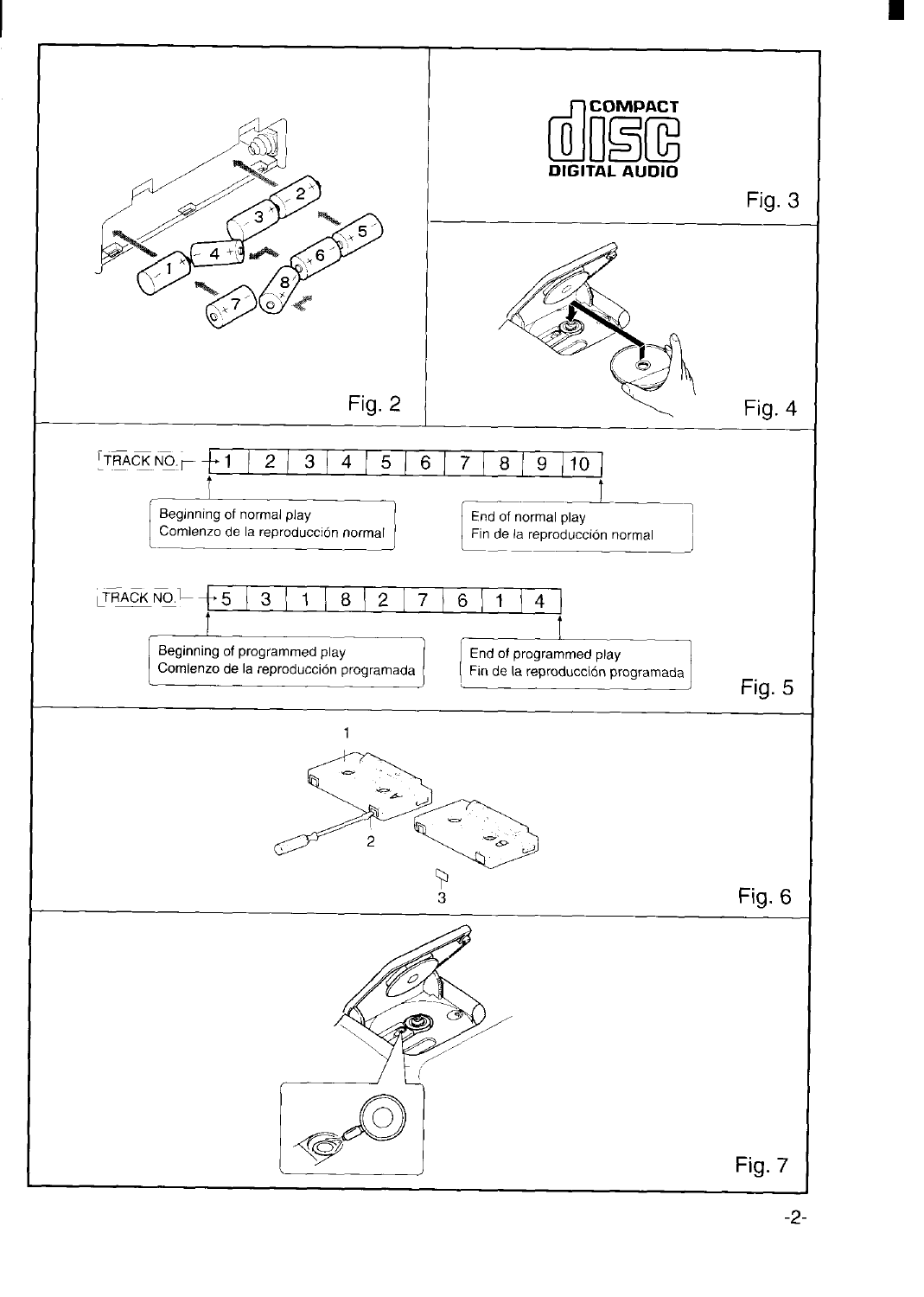Fig. 2

COMPACT
DIGITAL AUDIO

Fig. 3

Fig. 4

TRACK NO.

| 1 | 2 | 3 | 4 | 5 | 6 | 7 | 8 | 9 | 10 |
|---|---|---|---|---|---|---|---|---|---|

Beginning of normal play
Comienzo de la reproducción normal

End of normal play
Fin de la reproducción normal

TRACK NO.

| 5 | 3 | 1 | 8 | 2 | 7 | 6 | 1 | 4 |
|---|---|---|---|---|---|---|---|---|

Beginning of programmed play
Comienzo de la reproducción programada

End of programmed play
Fin de la reproducción programada

Fig. 5

1

2

3

Fig. 6

Fig. 7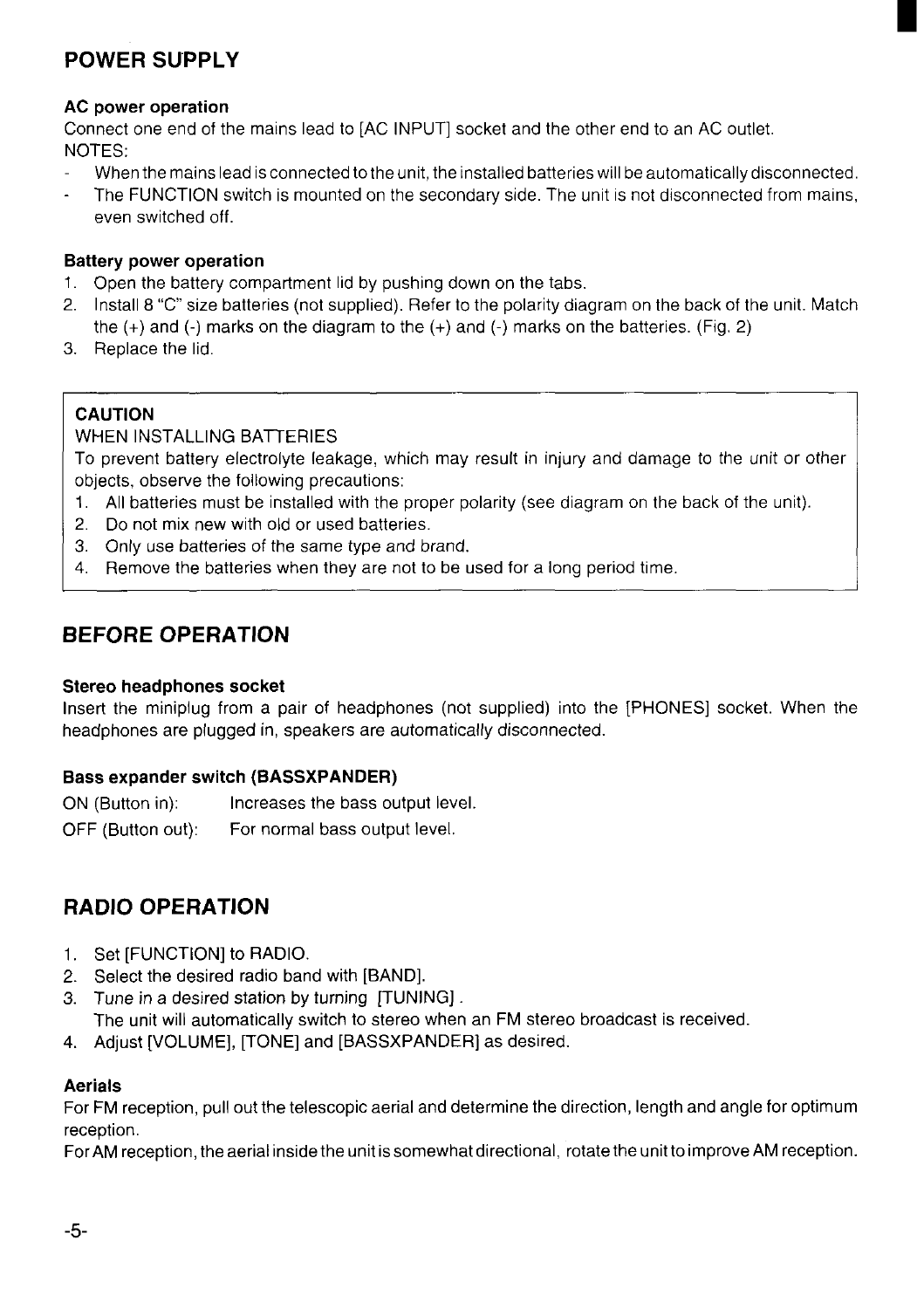## POWER SUPPLY

### AC power operation

Connect one end of the mains lead to [AC INPUT] socket and the other end to an AC outlet.
NOTES:

- When the mains lead is connected to the unit, the installed batteries will be automatically disconnected.
- The FUNCTION switch is mounted on the secondary side. The unit is not disconnected from mains, even switched off.

### Battery power operation

1. Open the battery compartment lid by pushing down on the tabs.
2. Install 8 "C" size batteries (not supplied). Refer to the polarity diagram on the back of the unit. Match the (+) and (-) marks on the diagram to the (+) and (-) marks on the batteries. (Fig. 2)
3. Replace the lid.

**CAUTION**
WHEN INSTALLING BATTERIES
To prevent battery electrolyte leakage, which may result in injury and damage to the unit or other objects, observe the following precautions:

1. All batteries must be installed with the proper polarity (see diagram on the back of the unit).
2. Do not mix new with old or used batteries.
3. Only use batteries of the same type and brand.
4. Remove the batteries when they are not to be used for a long period time.

## BEFORE OPERATION

### Stereo headphones socket

Insert the miniplug from a pair of headphones (not supplied) into the [PHONES] socket. When the headphones are plugged in, speakers are automatically disconnected.

### Bass expander switch (BASSXPANDER)

ON (Button in): Increases the bass output level.
OFF (Button out): For normal bass output level.

## RADIO OPERATION

1. Set [FUNCTION] to RADIO.
2. Select the desired radio band with [BAND].
3. Tune in a desired station by turning [TUNING].
   The unit will automatically switch to stereo when an FM stereo broadcast is received.
4. Adjust [VOLUME], [TONE] and [BASSXPANDER] as desired.

### Aerials

For FM reception, pull out the telescopic aerial and determine the direction, length and angle for optimum reception.
For AM reception, the aerial inside the unit is somewhat directional, rotate the unit to improve AM reception.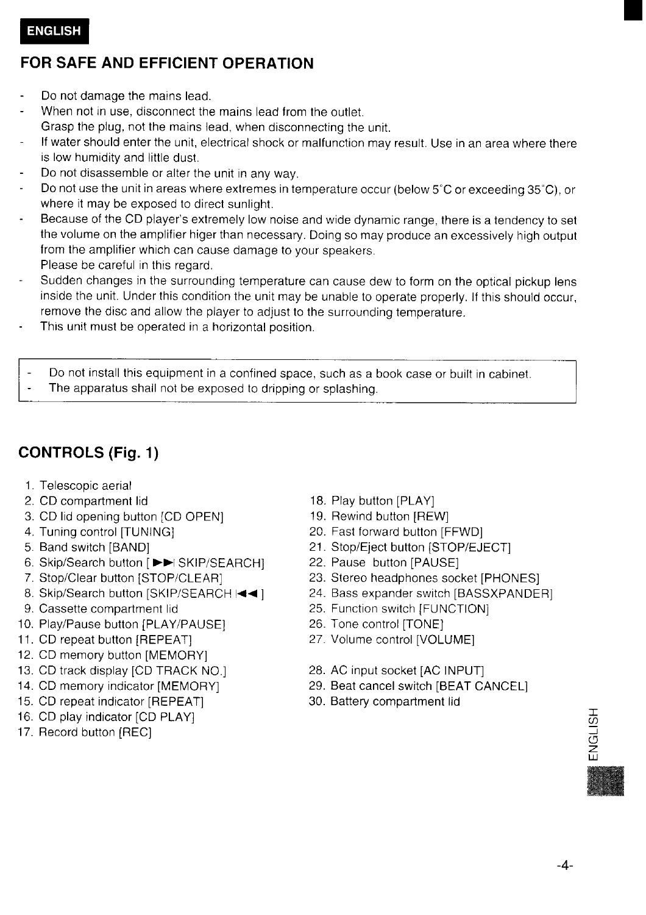ENGLISH

## FOR SAFE AND EFFICIENT OPERATION

- Do not damage the mains lead.
- When not in use, disconnect the mains lead from the outlet.
  Grasp the plug, not the mains lead, when disconnecting the unit.
- If water should enter the unit, electrical shock or malfunction may result. Use in an area where there is low humidity and little dust.
- Do not disassemble or alter the unit in any way.
- Do not use the unit in areas where extremes in temperature occur (below 5°C or exceeding 35°C), or where it may be exposed to direct sunlight.
- Because of the CD player's extremely low noise and wide dynamic range, there is a tendency to set the volume on the amplifier higer than necessary. Doing so may produce an excessively high output from the amplifier which can cause damage to your speakers.
  Please be careful in this regard.
- Sudden changes in the surrounding temperature can cause dew to form on the optical pickup lens inside the unit. Under this condition the unit may be unable to operate properly. If this should occur, remove the disc and allow the player to adjust to the surrounding temperature.
- This unit must be operated in a horizontal position.

---

- Do not install this equipment in a confined space, such as a book case or built in cabinet.
- The apparatus shall not be exposed to dripping or splashing.

---

## CONTROLS (Fig. 1)

1. Telescopic aerial
2. CD compartment lid
3. CD lid opening button [CD OPEN]
4. Tuning control [TUNING]
5. Band switch [BAND]
6. Skip/Search button [ ►►I SKIP/SEARCH]
7. Stop/Clear button [STOP/CLEAR]
8. Skip/Search button [SKIP/SEARCH I◄◄ ]
9. Cassette compartment lid
10. Play/Pause button [PLAY/PAUSE]
11. CD repeat button [REPEAT]
12. CD memory button [MEMORY]
13. CD track display [CD TRACK NO.]
14. CD memory indicator [MEMORY]
15. CD repeat indicator [REPEAT]
16. CD play indicator [CD PLAY]
17. Record button [REC]
18. Play button [PLAY]
19. Rewind button [REW]
20. Fast forward button [FFWD]
21. Stop/Eject button [STOP/EJECT]
22. Pause button [PAUSE]
23. Stereo headphones socket [PHONES]
24. Bass expander switch [BASSXPANDER]
25. Function switch [FUNCTION]
26. Tone control [TONE]
27. Volume control [VOLUME]
28. AC input socket [AC INPUT]
29. Beat cancel switch [BEAT CANCEL]
30. Battery compartment lid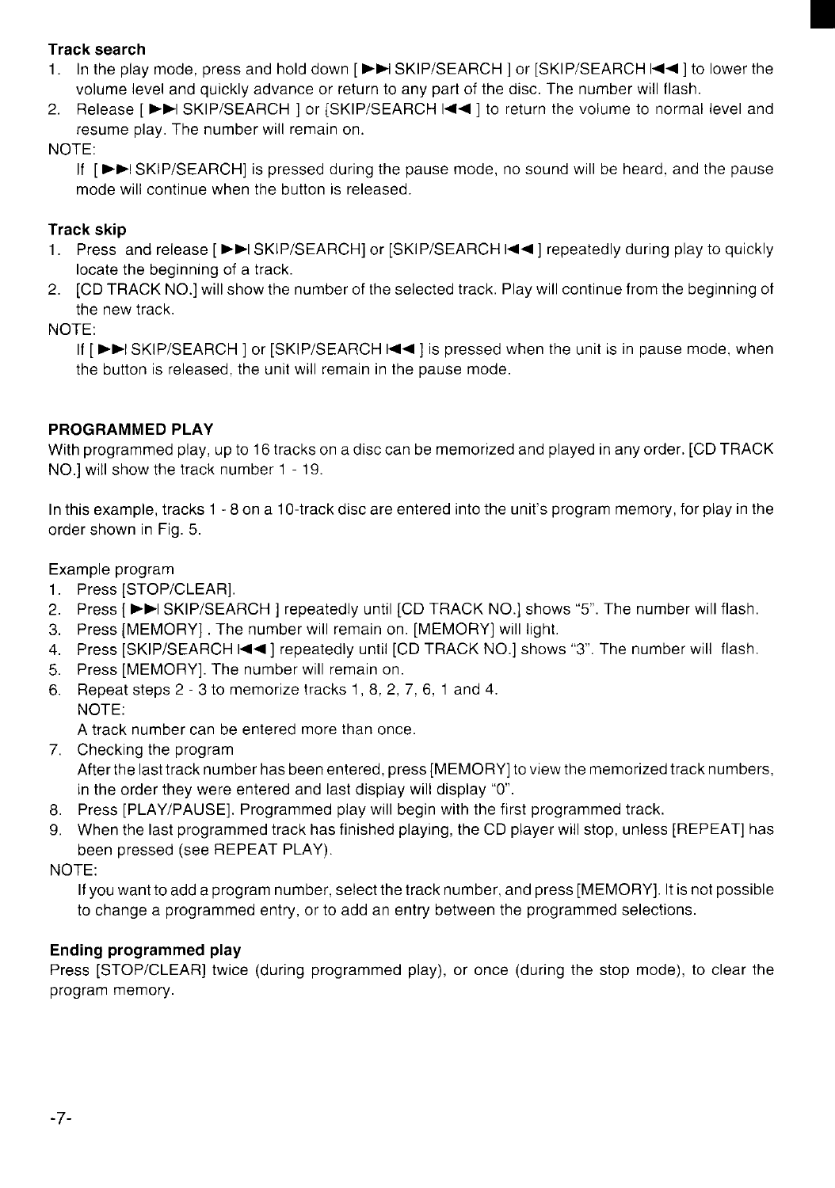### Track search

1. In the play mode, press and hold down [ ►►I SKIP/SEARCH ] or [SKIP/SEARCH I◄◄ ] to lower the volume level and quickly advance or return to any part of the disc. The number will flash.
2. Release [ ►►I SKIP/SEARCH ] or [SKIP/SEARCH I◄◄ ] to return the volume to normal level and resume play. The number will remain on.

NOTE:

If [ ►►I SKIP/SEARCH] is pressed during the pause mode, no sound will be heard, and the pause mode will continue when the button is released.

### Track skip

1. Press and release [ ►►I SKIP/SEARCH] or [SKIP/SEARCH I◄◄ ] repeatedly during play to quickly locate the beginning of a track.
2. [CD TRACK NO.] will show the number of the selected track. Play will continue from the beginning of the new track.

NOTE:

If [ ►►I SKIP/SEARCH ] or [SKIP/SEARCH I◄◄ ] is pressed when the unit is in pause mode, when the button is released, the unit will remain in the pause mode.

### PROGRAMMED PLAY

With programmed play, up to 16 tracks on a disc can be memorized and played in any order. [CD TRACK NO.] will show the track number 1 - 19.

In this example, tracks 1 - 8 on a 10-track disc are entered into the unit's program memory, for play in the order shown in Fig. 5.

Example program

1. Press [STOP/CLEAR].
2. Press [ ►►I SKIP/SEARCH ] repeatedly until [CD TRACK NO.] shows "5". The number will flash.
3. Press [MEMORY] . The number will remain on. [MEMORY] will light.
4. Press [SKIP/SEARCH I◄◄ ] repeatedly until [CD TRACK NO.] shows "3". The number will flash.
5. Press [MEMORY]. The number will remain on.
6. Repeat steps 2 - 3 to memorize tracks 1, 8, 2, 7, 6, 1 and 4.
   NOTE:
   A track number can be entered more than once.
7. Checking the program
   After the last track number has been entered, press [MEMORY] to view the memorized track numbers, in the order they were entered and last display will display "0".
8. Press [PLAY/PAUSE]. Programmed play will begin with the first programmed track.
9. When the last programmed track has finished playing, the CD player will stop, unless [REPEAT] has been pressed (see REPEAT PLAY).

NOTE:

If you want to add a program number, select the track number, and press [MEMORY]. It is not possible to change a programmed entry, or to add an entry between the programmed selections.

### Ending programmed play

Press [STOP/CLEAR] twice (during programmed play), or once (during the stop mode), to clear the program memory.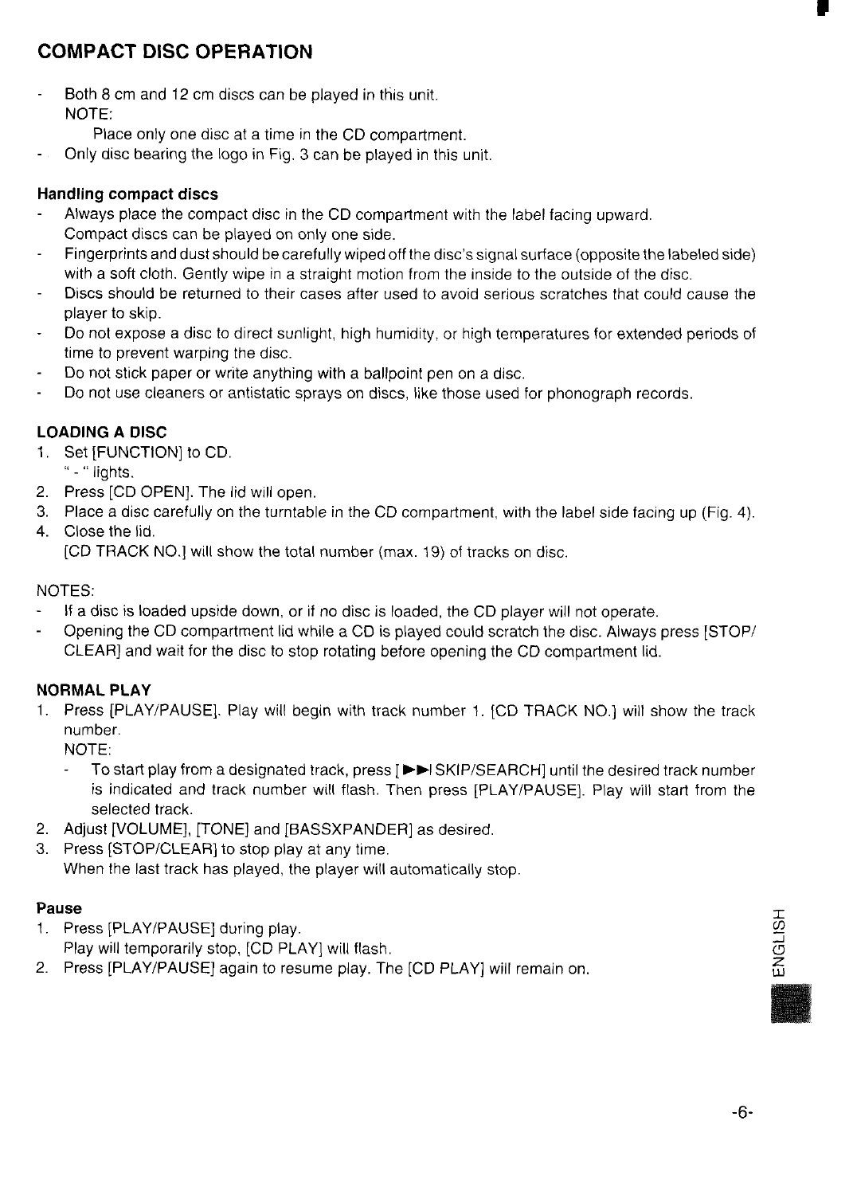## COMPACT DISC OPERATION

- Both 8 cm and 12 cm discs can be played in this unit.
  NOTE:
  Place only one disc at a time in the CD compartment.
- Only disc bearing the logo in Fig. 3 can be played in this unit.

### Handling compact discs

- Always place the compact disc in the CD compartment with the label facing upward. Compact discs can be played on only one side.
- Fingerprints and dust should be carefully wiped off the disc's signal surface (opposite the labeled side) with a soft cloth. Gently wipe in a straight motion from the inside to the outside of the disc.
- Discs should be returned to their cases after used to avoid serious scratches that could cause the player to skip.
- Do not expose a disc to direct sunlight, high humidity, or high temperatures for extended periods of time to prevent warping the disc.
- Do not stick paper or write anything with a ballpoint pen on a disc.
- Do not use cleaners or antistatic sprays on discs, like those used for phonograph records.

### LOADING A DISC

1. Set [FUNCTION] to CD.
   " - " lights.
2. Press [CD OPEN]. The lid will open.
3. Place a disc carefully on the turntable in the CD compartment, with the label side facing up (Fig. 4).
4. Close the lid.
   [CD TRACK NO.] will show the total number (max. 19) of tracks on disc.

NOTES:

- If a disc is loaded upside down, or if no disc is loaded, the CD player will not operate.
- Opening the CD compartment lid while a CD is played could scratch the disc. Always press [STOP/CLEAR] and wait for the disc to stop rotating before opening the CD compartment lid.

### NORMAL PLAY

1. Press [PLAY/PAUSE]. Play will begin with track number 1. [CD TRACK NO.] will show the track number.
   NOTE:
   - To start play from a designated track, press [►►I SKIP/SEARCH] until the desired track number is indicated and track number will flash. Then press [PLAY/PAUSE]. Play will start from the selected track.
2. Adjust [VOLUME], [TONE] and [BASSXPANDER] as desired.
3. Press [STOP/CLEAR] to stop play at any time.
   When the last track has played, the player will automatically stop.

### Pause

1. Press [PLAY/PAUSE] during play.
   Play will temporarily stop, [CD PLAY] will flash.
2. Press [PLAY/PAUSE] again to resume play. The [CD PLAY] will remain on.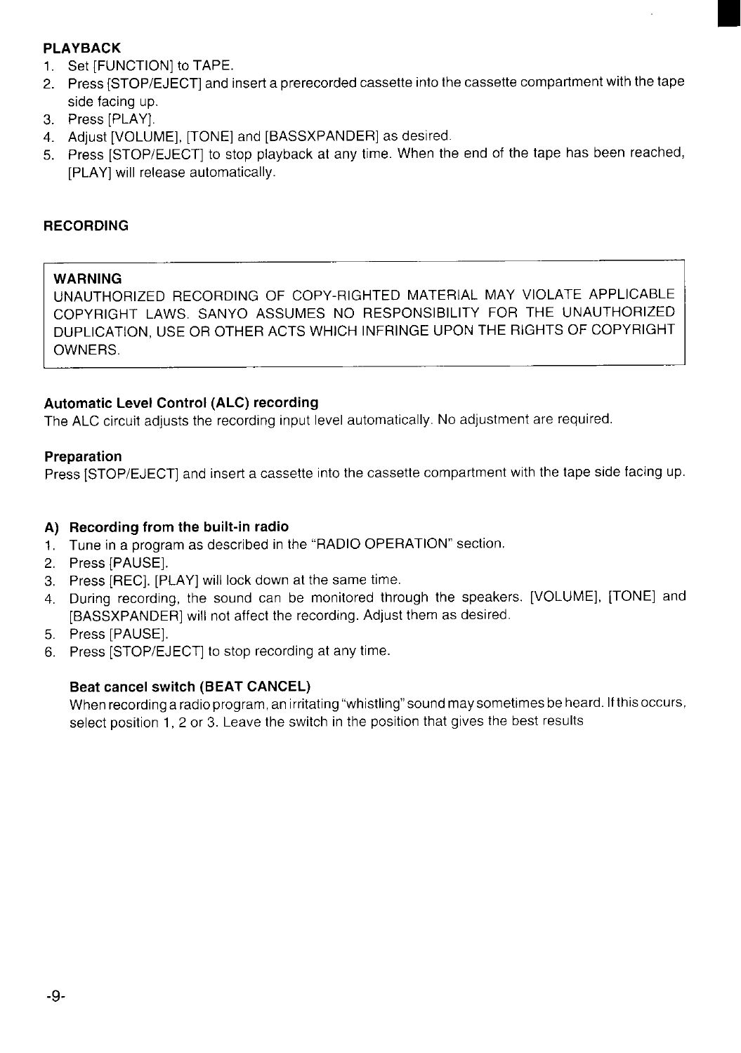## PLAYBACK

1. Set [FUNCTION] to TAPE.
2. Press [STOP/EJECT] and insert a prerecorded cassette into the cassette compartment with the tape side facing up.
3. Press [PLAY].
4. Adjust [VOLUME], [TONE] and [BASSXPANDER] as desired.
5. Press [STOP/EJECT] to stop playback at any time. When the end of the tape has been reached, [PLAY] will release automatically.

## RECORDING

> **WARNING**
> UNAUTHORIZED RECORDING OF COPY-RIGHTED MATERIAL MAY VIOLATE APPLICABLE COPYRIGHT LAWS. SANYO ASSUMES NO RESPONSIBILITY FOR THE UNAUTHORIZED DUPLICATION, USE OR OTHER ACTS WHICH INFRINGE UPON THE RIGHTS OF COPYRIGHT OWNERS.

### Automatic Level Control (ALC) recording

The ALC circuit adjusts the recording input level automatically. No adjustment are required.

### Preparation

Press [STOP/EJECT] and insert a cassette into the cassette compartment with the tape side facing up.

### A) Recording from the built-in radio

1. Tune in a program as described in the "RADIO OPERATION" section.
2. Press [PAUSE].
3. Press [REC]. [PLAY] will lock down at the same time.
4. During recording, the sound can be monitored through the speakers. [VOLUME], [TONE] and [BASSXPANDER] will not affect the recording. Adjust them as desired.
5. Press [PAUSE].
6. Press [STOP/EJECT] to stop recording at any time.

#### Beat cancel switch (BEAT CANCEL)

When recording a radio program, an irritating "whistling" sound may sometimes be heard. If this occurs, select position 1, 2 or 3. Leave the switch in the position that gives the best results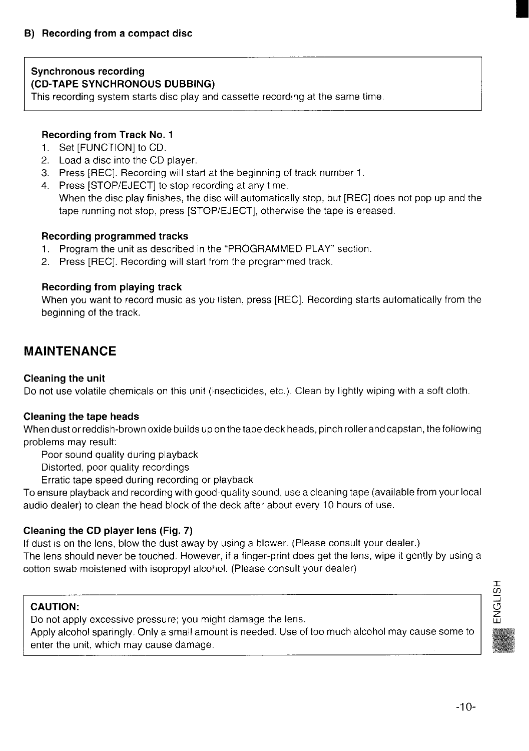## B) Recording from a compact disc

**Synchronous recording**
**(CD-TAPE SYNCHRONOUS DUBBING)**
This recording system starts disc play and cassette recording at the same time.

#### Recording from Track No. 1

1. Set [FUNCTION] to CD.
2. Load a disc into the CD player.
3. Press [REC]. Recording will start at the beginning of track number 1.
4. Press [STOP/EJECT] to stop recording at any time.
   When the disc play finishes, the disc will automatically stop, but [REC] does not pop up and the tape running not stop, press [STOP/EJECT], otherwise the tape is ereased.

#### Recording programmed tracks

1. Program the unit as described in the "PROGRAMMED PLAY" section.
2. Press [REC]. Recording will start from the programmed track.

#### Recording from playing track

When you want to record music as you listen, press [REC]. Recording starts automatically from the beginning of the track.

# MAINTENANCE

### Cleaning the unit

Do not use volatile chemicals on this unit (insecticides, etc.). Clean by lightly wiping with a soft cloth.

### Cleaning the tape heads

When dust or reddish-brown oxide builds up on the tape deck heads, pinch roller and capstan, the following problems may result:

Poor sound quality during playback
Distorted, poor quality recordings
Erratic tape speed during recording or playback

To ensure playback and recording with good-quality sound, use a cleaning tape (available from your local audio dealer) to clean the head block of the deck after about every 10 hours of use.

### Cleaning the CD player lens (Fig. 7)

If dust is on the lens, blow the dust away by using a blower. (Please consult your dealer.)
The lens should never be touched. However, if a finger-print does get the lens, wipe it gently by using a cotton swab moistened with isopropyl alcohol. (Please consult your dealer)

**CAUTION:**
Do not apply excessive pressure; you might damage the lens.
Apply alcohol sparingly. Only a small amount is needed. Use of too much alcohol may cause some to enter the unit, which may cause damage.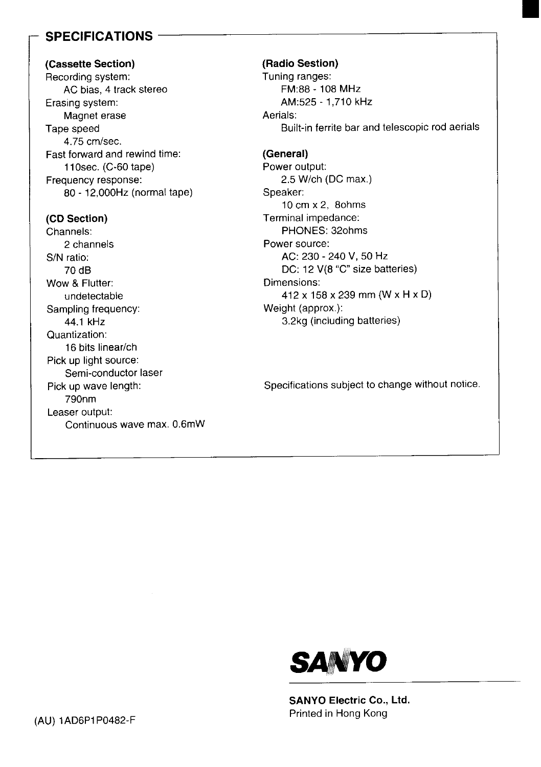## SPECIFICATIONS

### (Cassette Section)

Recording system:
AC bias, 4 track stereo

Erasing system:
Magnet erase

Tape speed
4.75 cm/sec.

Fast forward and rewind time:
110sec. (C-60 tape)

Frequency response:
80 - 12,000Hz (normal tape)

### (CD Section)

Channels:
2 channels

S/N ratio:
70 dB

Wow & Flutter:
undetectable

Sampling frequency:
44.1 kHz

Quantization:
16 bits linear/ch

Pick up light source:
Semi-conductor laser

Pick up wave length:
790nm

Leaser output:
Continuous wave max. 0.6mW

### (Radio Session)

Tuning ranges:
FM:88 - 108 MHz
AM:525 - 1,710 kHz

Aerials:
Built-in ferrite bar and telescopic rod aerials

### (General)

Power output:
2.5 W/ch (DC max.)

Speaker:
10 cm x 2, 8ohms

Terminal impedance:
PHONES: 32ohms

Power source:
AC: 230 - 240 V, 50 Hz
DC: 12 V(8 "C" size batteries)

Dimensions:
412 x 158 x 239 mm (W x H x D)

Weight (approx.):
3.2kg (including batteries)

Specifications subject to change without notice.

SANYO

**SANYO Electric Co., Ltd.**
Printed in Hong Kong

(AU) 1AD6P1P0482-F